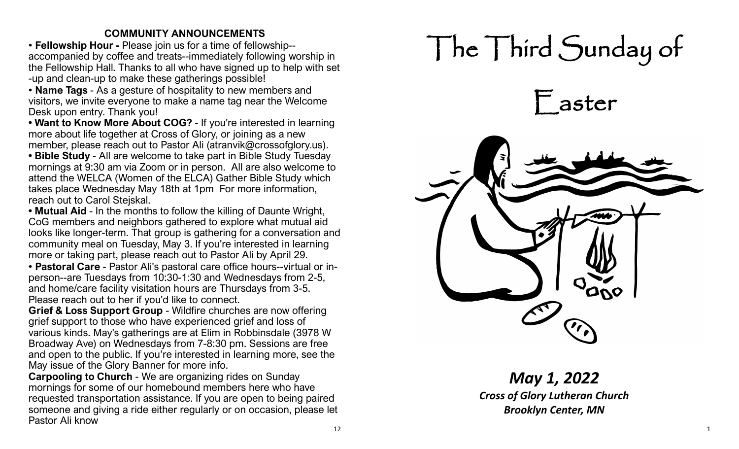**COMMUNITY ANNOUNCEMENTS**

• **Fellowship Hour -** Please join us for a time of fellowship--accompanied by coffee and treats--immediately following worship in the Fellowship Hall. Thanks to all who have signed up to help with set-up and clean-up to make these gatherings possible!

• **Name Tags** - As a gesture of hospitality to new members and visitors, we invite everyone to make a name tag near the Welcome Desk upon entry. Thank you!

**• Want to Know More About COG?** - If you're interested in learning more about life together at Cross of Glory, or joining as a new member, please reach out to Pastor Ali (atranvik@crossofglory.us).

**• Bible Study** - All are welcome to take part in Bible Study Tuesday mornings at 9:30 am via Zoom or in person. All are also welcome to attend the WELCA (Women of the ELCA) Gather Bible Study which takes place Wednesday May 18th at 1pm For more information, reach out to Carol Stejskal.

**• Mutual Aid** - In the months to follow the killing of Daunte Wright, CoG members and neighbors gathered to explore what mutual aid looks like longer-term. That group is gathering for a conversation and community meal on Tuesday, May 3. If you're interested in learning more or taking part, please reach out to Pastor Ali by April 29.

• **Pastoral Care** - Pastor Ali's pastoral care office hours--virtual or in-person--are Tuesdays from 10:30-1:30 and Wednesdays from 2-5, and home/care facility visitation hours are Thursdays from 3-5. Please reach out to her if you'd like to connect.

**Grief & Loss Support Group** - Wildfire churches are now offering grief support to those who have experienced grief and loss of various kinds. May's gatherings are at Elim in Robbinsdale (3978 W Broadway Ave) on Wednesdays from 7-8:30 pm. Sessions are free and open to the public. If you're interested in learning more, see the May issue of the Glory Banner for more info.

**Carpooling to Church** - We are organizing rides on Sunday mornings for some of our homebound members here who have requested transportation assistance. If you are open to being paired someone and giving a ride either regularly or on occasion, please let Pastor Ali know

# The Third Sunday of Easter

***May 1, 2022***

***Cross of Glory Lutheran Church***

***Brooklyn Center, MN***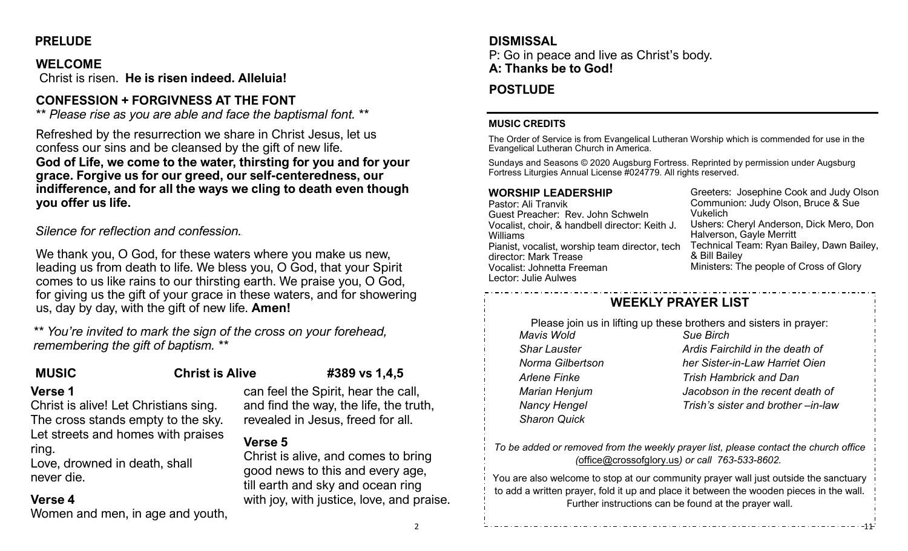## PRELUDE

## WELCOME

Christ is risen. **He is risen indeed. Alleluia!**

## CONFESSION + FORGIVNESS AT THE FONT

*** Please rise as you are able and face the baptismal font. ***

Refreshed by the resurrection we share in Christ Jesus, let us confess our sins and be cleansed by the gift of new life.

**God of Life, we come to the water, thirsting for you and for your grace. Forgive us for our greed, our self-centeredness, our indifference, and for all the ways we cling to death even though you offer us life.**

*Silence for reflection and confession.*

We thank you, O God, for these waters where you make us new, leading us from death to life. We bless you, O God, that your Spirit comes to us like rains to our thirsting earth. We praise you, O God, for giving us the gift of your grace in these waters, and for showering us, day by day, with the gift of new life. **Amen!**

*** You're invited to mark the sign of the cross on your forehead, remembering the gift of baptism. ***

## MUSIC — Christ is Alive — #389 vs 1,4,5

**Verse 1**

Christ is alive! Let Christians sing.
The cross stands empty to the sky.
Let streets and homes with praises ring.
Love, drowned in death, shall never die.

**Verse 4**

Women and men, in age and youth,
can feel the Spirit, hear the call,
and find the way, the life, the truth,
revealed in Jesus, freed for all.

**Verse 5**

Christ is alive, and comes to bring
good news to this and every age,
till earth and sky and ocean ring
with joy, with justice, love, and praise.

## DISMISSAL

P: Go in peace and live as Christ's body.
**A: Thanks be to God!**

## POSTLUDE

---

#### MUSIC CREDITS

The Order of Service is from Evangelical Lutheran Worship which is commended for use in the Evangelical Lutheran Church in America.

Sundays and Seasons © 2020 Augsburg Fortress. Reprinted by permission under Augsburg Fortress Liturgies Annual License #024779. All rights reserved.

#### WORSHIP LEADERSHIP

Pastor: Ali Tranvik
Guest Preacher: Rev. John Schweln
Vocalist, choir, & handbell director: Keith J. Williams
Pianist, vocalist, worship team director, tech director: Mark Trease
Vocalist: Johnetta Freeman
Lector: Julie Aulwes
Greeters: Josephine Cook and Judy Olson
Communion: Judy Olson, Bruce & Sue Vukelich
Ushers: Cheryl Anderson, Dick Mero, Don Halverson, Gayle Merritt
Technical Team: Ryan Bailey, Dawn Bailey, & Bill Bailey
Ministers: The people of Cross of Glory

## WEEKLY PRAYER LIST

Please join us in lifting up these brothers and sisters in prayer:

*Mavis Wold*
*Shar Lauster*
*Norma Gilbertson*
*Arlene Finke*
*Marian Henjum*
*Nancy Hengel*
*Sharon Quick*
*Sue Birch*
*Ardis Fairchild in the death of her Sister-in-Law Harriet Oien*
*Trish Hambrick and Dan Jacobson in the recent death of Trish's sister and brother –in-law*

*To be added or removed from the weekly prayer list, please contact the church office (office@crossofglory.us) or call 763-533-8602.*

You are also welcome to stop at our community prayer wall just outside the sanctuary to add a written prayer, fold it up and place it between the wooden pieces in the wall. Further instructions can be found at the prayer wall.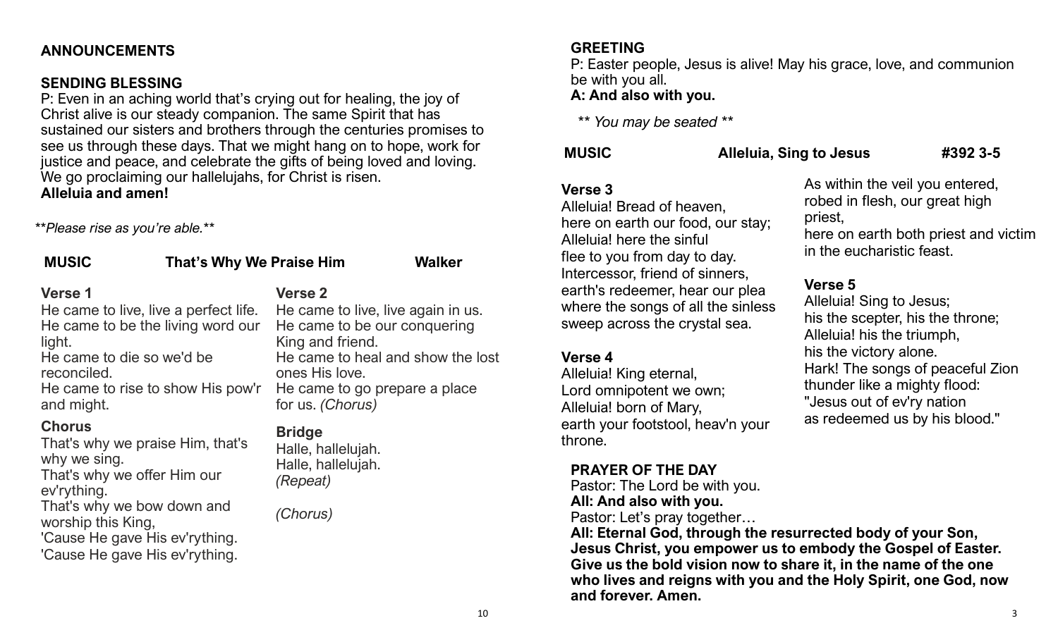## ANNOUNCEMENTS

## SENDING BLESSING

P: Even in an aching world that's crying out for healing, the joy of Christ alive is our steady companion. The same Spirit that has sustained our sisters and brothers through the centuries promises to see us through these days. That we might hang on to hope, work for justice and peace, and celebrate the gifts of being loved and loving. We go proclaiming our hallelujahs, for Christ is risen.
**Alleluia and amen!**

*\*\*Please rise as you're able.\*\**

**MUSIC** **That's Why We Praise Him** **Walker**

**Verse 1**
He came to live, live a perfect life.
He came to be the living word our light.
He came to die so we'd be reconciled.
He came to rise to show His pow'r and might.

**Chorus**
That's why we praise Him, that's why we sing.
That's why we offer Him our ev'rything.
That's why we bow down and worship this King,
'Cause He gave His ev'rything.
'Cause He gave His ev'rything.

**Verse 2**
He came to live, live again in us.
He came to be our conquering King and friend.
He came to heal and show the lost ones His love.
He came to go prepare a place for us. *(Chorus)*

**Bridge**
Halle, hallelujah.
Halle, hallelujah.
*(Repeat)*

*(Chorus)*

## GREETING

P: Easter people, Jesus is alive! May his grace, love, and communion be with you all.
**A: And also with you.**

*\*\* You may be seated \*\**

**MUSIC** **Alleluia, Sing to Jesus** **#392 3-5**

**Verse 3**
Alleluia! Bread of heaven,
here on earth our food, our stay;
Alleluia! here the sinful
flee to you from day to day.
Intercessor, friend of sinners,
earth's redeemer, hear our plea
where the songs of all the sinless
sweep across the crystal sea.

**Verse 4**
Alleluia! King eternal,
Lord omnipotent we own;
Alleluia! born of Mary,
earth your footstool, heav'n your throne.
As within the veil you entered,
robed in flesh, our great high priest,
here on earth both priest and victim
in the eucharistic feast.

**Verse 5**
Alleluia! Sing to Jesus;
his the scepter, his the throne;
Alleluia! his the triumph,
his the victory alone.
Hark! The songs of peaceful Zion
thunder like a mighty flood:
"Jesus out of ev'ry nation
as redeemed us by his blood."

## PRAYER OF THE DAY

Pastor: The Lord be with you.
**All: And also with you.**
Pastor: Let's pray together…
**All: Eternal God, through the resurrected body of your Son, Jesus Christ, you empower us to embody the Gospel of Easter. Give us the bold vision now to share it, in the name of the one who lives and reigns with you and the Holy Spirit, one God, now and forever. Amen.**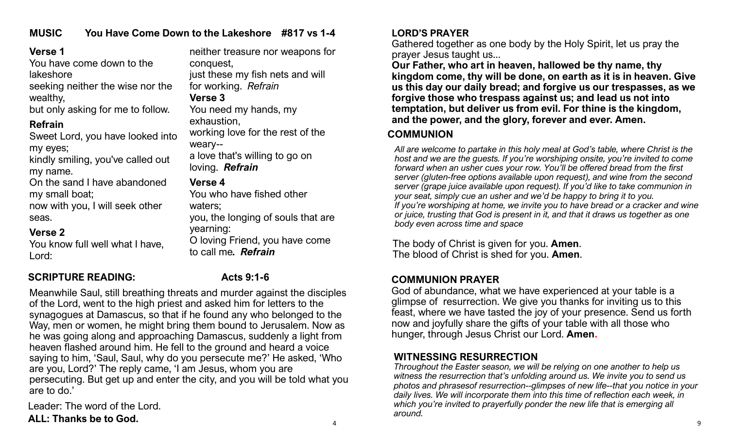## MUSIC You Have Come Down to the Lakeshore #817 vs 1-4

**Verse 1**

You have come down to the lakeshore
seeking neither the wise nor the wealthy,
but only asking for me to follow.

**Refrain**

Sweet Lord, you have looked into my eyes;
kindly smiling, you've called out my name.
On the sand I have abandoned my small boat;
now with you, I will seek other seas.

**Verse 2**

You know full well what I have, Lord:
neither treasure nor weapons for conquest,
just these my fish nets and will for working. *Refrain*

**Verse 3**

You need my hands, my exhaustion,
working love for the rest of the weary--
a love that's willing to go on loving. ***Refrain***

**Verse 4**

You who have fished other waters;
you, the longing of souls that are yearning:
O loving Friend, you have come to call me*.* ***Refrain***

## SCRIPTURE READING: Acts 9:1-6

Meanwhile Saul, still breathing threats and murder against the disciples of the Lord, went to the high priest and asked him for letters to the synagogues at Damascus, so that if he found any who belonged to the Way, men or women, he might bring them bound to Jerusalem. Now as he was going along and approaching Damascus, suddenly a light from heaven flashed around him. He fell to the ground and heard a voice saying to him, 'Saul, Saul, why do you persecute me?' He asked, 'Who are you, Lord?' The reply came, 'I am Jesus, whom you are persecuting. But get up and enter the city, and you will be told what you are to do.'

Leader: The word of the Lord.
**ALL: Thanks be to God.**

## LORD'S PRAYER

Gathered together as one body by the Holy Spirit, let us pray the prayer Jesus taught us...

**Our Father, who art in heaven, hallowed be thy name, thy kingdom come, thy will be done, on earth as it is in heaven. Give us this day our daily bread; and forgive us our trespasses, as we forgive those who trespass against us; and lead us not into temptation, but deliver us from evil. For thine is the kingdom, and the power, and the glory, forever and ever. Amen.**

## COMMUNION

*All are welcome to partake in this holy meal at God's table, where Christ is the host and we are the guests. If you're worshiping onsite, you're invited to come forward when an usher cues your row. You'll be offered bread from the first server (gluten-free options available upon request), and wine from the second server (grape juice available upon request). If you'd like to take communion in your seat, simply cue an usher and we'd be happy to bring it to you.*
*If you're worshiping at home, we invite you to have bread or a cracker and wine or juice, trusting that God is present in it, and that it draws us together as one body even across time and space*

The body of Christ is given for you. **Amen**.
The blood of Christ is shed for you. **Amen**.

## COMMUNION PRAYER

God of abundance, what we have experienced at your table is a glimpse of resurrection. We give you thanks for inviting us to this feast, where we have tasted the joy of your presence. Send us forth now and joyfully share the gifts of your table with all those who hunger, through Jesus Christ our Lord. **Amen**.

## WITNESSING RESURRECTION

*Throughout the Easter season, we will be relying on one another to help us witness the resurrection that's unfolding around us. We invite you to send us photos and phrasesof resurrection--glimpses of new life--that you notice in your daily lives. We will incorporate them into this time of reflection each week, in which you're invited to prayerfully ponder the new life that is emerging all around.*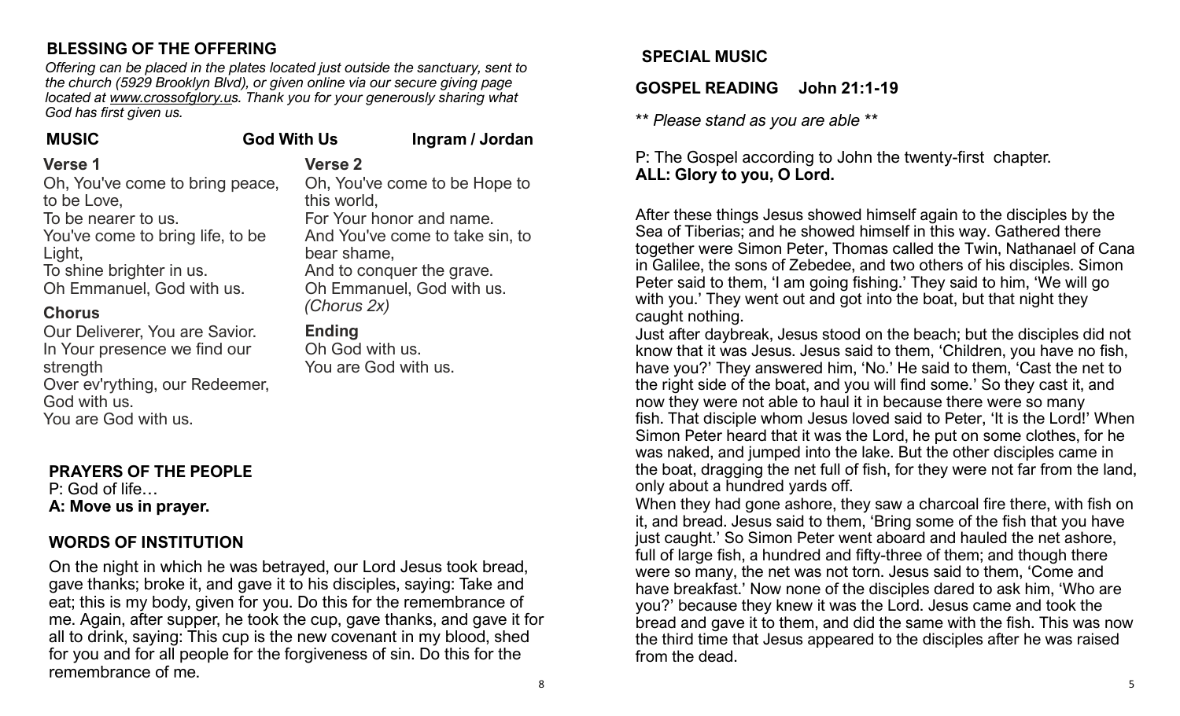## BLESSING OF THE OFFERING

*Offering can be placed in the plates located just outside the sanctuary, sent to the church (5929 Brooklyn Blvd), or given online via our secure giving page located at www.crossofglory.us. Thank you for your generously sharing what God has first given us.*

## MUSIC — God With Us — Ingram / Jordan

**Verse 1**

Oh, You've come to bring peace, to be Love,
To be nearer to us.
You've come to bring life, to be Light,
To shine brighter in us.
Oh Emmanuel, God with us.

**Chorus**

Our Deliverer, You are Savior.
In Your presence we find our strength
Over ev'rything, our Redeemer,
God with us.
You are God with us.

**Verse 2**

Oh, You've come to be Hope to this world,
For Your honor and name.
And You've come to take sin, to bear shame,
And to conquer the grave.
Oh Emmanuel, God with us.
*(Chorus 2x)*

**Ending**

Oh God with us.
You are God with us.

## PRAYERS OF THE PEOPLE

P: God of life…
**A: Move us in prayer.**

## WORDS OF INSTITUTION

On the night in which he was betrayed, our Lord Jesus took bread, gave thanks; broke it, and gave it to his disciples, saying: Take and eat; this is my body, given for you. Do this for the remembrance of me. Again, after supper, he took the cup, gave thanks, and gave it for all to drink, saying: This cup is the new covenant in my blood, shed for you and for all people for the forgiveness of sin. Do this for the remembrance of me.

## SPECIAL MUSIC

## GOSPEL READING John 21:1-19

*\*\* Please stand as you are able \*\**

P: The Gospel according to John the twenty-first chapter.
**ALL: Glory to you, O Lord.**

After these things Jesus showed himself again to the disciples by the Sea of Tiberias; and he showed himself in this way. Gathered there together were Simon Peter, Thomas called the Twin, Nathanael of Cana in Galilee, the sons of Zebedee, and two others of his disciples. Simon Peter said to them, 'I am going fishing.' They said to him, 'We will go with you.' They went out and got into the boat, but that night they caught nothing.

Just after daybreak, Jesus stood on the beach; but the disciples did not know that it was Jesus. Jesus said to them, 'Children, you have no fish, have you?' They answered him, 'No.' He said to them, 'Cast the net to the right side of the boat, and you will find some.' So they cast it, and now they were not able to haul it in because there were so many fish. That disciple whom Jesus loved said to Peter, 'It is the Lord!' When Simon Peter heard that it was the Lord, he put on some clothes, for he was naked, and jumped into the lake. But the other disciples came in the boat, dragging the net full of fish, for they were not far from the land, only about a hundred yards off.

When they had gone ashore, they saw a charcoal fire there, with fish on it, and bread. Jesus said to them, 'Bring some of the fish that you have just caught.' So Simon Peter went aboard and hauled the net ashore, full of large fish, a hundred and fifty-three of them; and though there were so many, the net was not torn. Jesus said to them, 'Come and have breakfast.' Now none of the disciples dared to ask him, 'Who are you?' because they knew it was the Lord. Jesus came and took the bread and gave it to them, and did the same with the fish. This was now the third time that Jesus appeared to the disciples after he was raised from the dead.